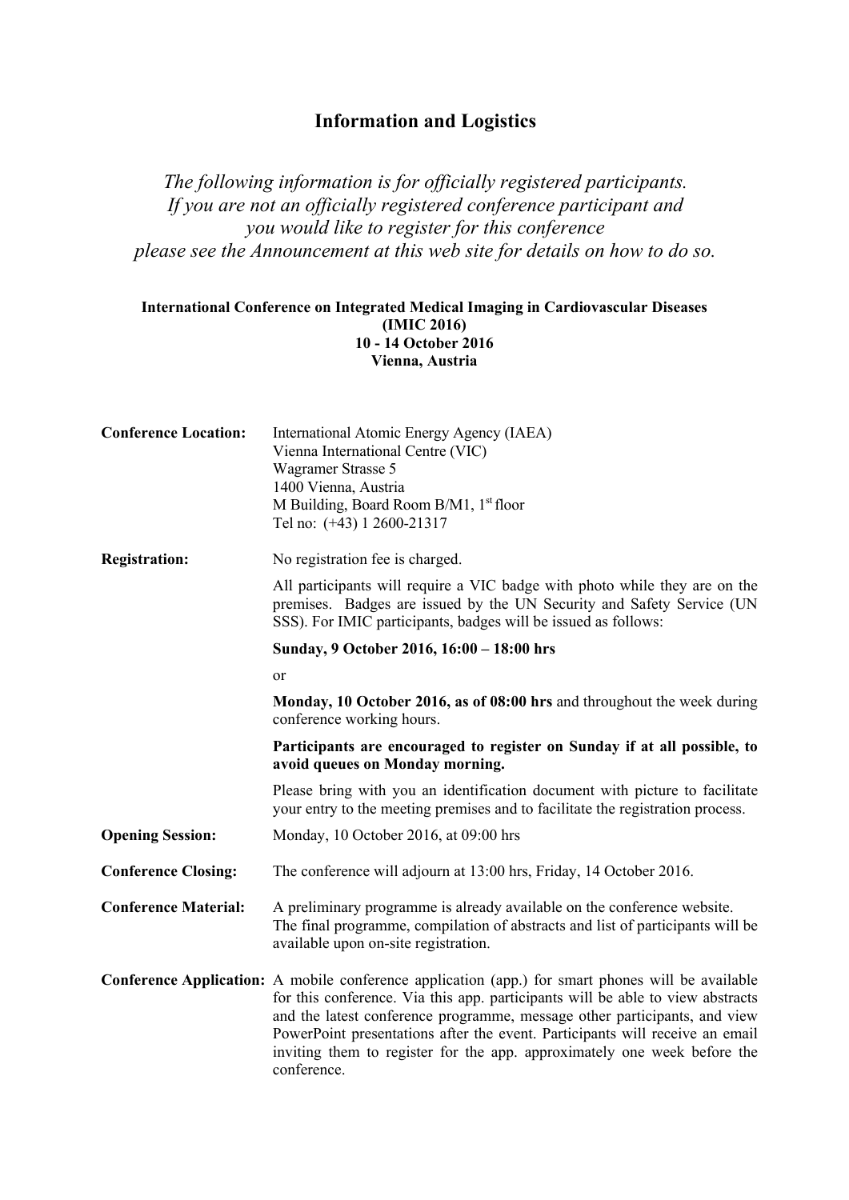# Information and Logistics

*The following information is for officially registered participants.*
*If you are not an officially registered conference participant and*
*you would like to register for this conference*
*please see the Announcement at this web site for details on how to do so.*

**International Conference on Integrated Medical Imaging in Cardiovascular Diseases**
**(IMIC 2016)**
**10 - 14 October 2016**
**Vienna, Austria**

**Conference Location:** International Atomic Energy Agency (IAEA)
Vienna International Centre (VIC)
Wagramer Strasse 5
1400 Vienna, Austria
M Building, Board Room B/M1, 1st floor
Tel no: (+43) 1 2600-21317

**Registration:** No registration fee is charged.

All participants will require a VIC badge with photo while they are on the premises. Badges are issued by the UN Security and Safety Service (UN SSS). For IMIC participants, badges will be issued as follows:

**Sunday, 9 October 2016, 16:00 – 18:00 hrs**

or

**Monday, 10 October 2016, as of 08:00 hrs** and throughout the week during conference working hours.

**Participants are encouraged to register on Sunday if at all possible, to avoid queues on Monday morning.**

Please bring with you an identification document with picture to facilitate your entry to the meeting premises and to facilitate the registration process.

**Opening Session:** Monday, 10 October 2016, at 09:00 hrs

**Conference Closing:** The conference will adjourn at 13:00 hrs, Friday, 14 October 2016.

**Conference Material:** A preliminary programme is already available on the conference website. The final programme, compilation of abstracts and list of participants will be available upon on-site registration.

**Conference Application:** A mobile conference application (app.) for smart phones will be available for this conference. Via this app. participants will be able to view abstracts and the latest conference programme, message other participants, and view PowerPoint presentations after the event. Participants will receive an email inviting them to register for the app. approximately one week before the conference.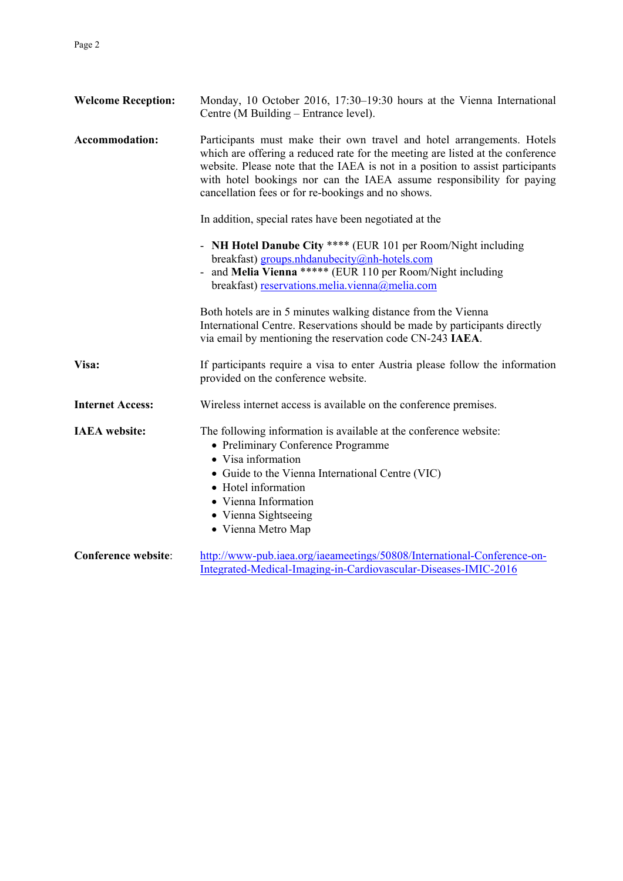**Welcome Reception:** Monday, 10 October 2016, 17:30–19:30 hours at the Vienna International Centre (M Building – Entrance level).

**Accommodation:** Participants must make their own travel and hotel arrangements. Hotels which are offering a reduced rate for the meeting are listed at the conference website. Please note that the IAEA is not in a position to assist participants with hotel bookings nor can the IAEA assume responsibility for paying cancellation fees or for re-bookings and no shows.

In addition, special rates have been negotiated at the

- **NH Hotel Danube City** **** (EUR 101 per Room/Night including breakfast) groups.nhdanubecity@nh-hotels.com
- and **Melia Vienna** ***** (EUR 110 per Room/Night including breakfast) reservations.melia.vienna@melia.com

Both hotels are in 5 minutes walking distance from the Vienna International Centre. Reservations should be made by participants directly via email by mentioning the reservation code CN-243 **IAEA**.

**Visa:** If participants require a visa to enter Austria please follow the information provided on the conference website.

**Internet Access:** Wireless internet access is available on the conference premises.

**IAEA website:** The following information is available at the conference website:

- Preliminary Conference Programme
- Visa information
- Guide to the Vienna International Centre (VIC)
- Hotel information
- Vienna Information
- Vienna Sightseeing
- Vienna Metro Map

**Conference website**: http://www-pub.iaea.org/iaeameetings/50808/International-Conference-on-Integrated-Medical-Imaging-in-Cardiovascular-Diseases-IMIC-2016